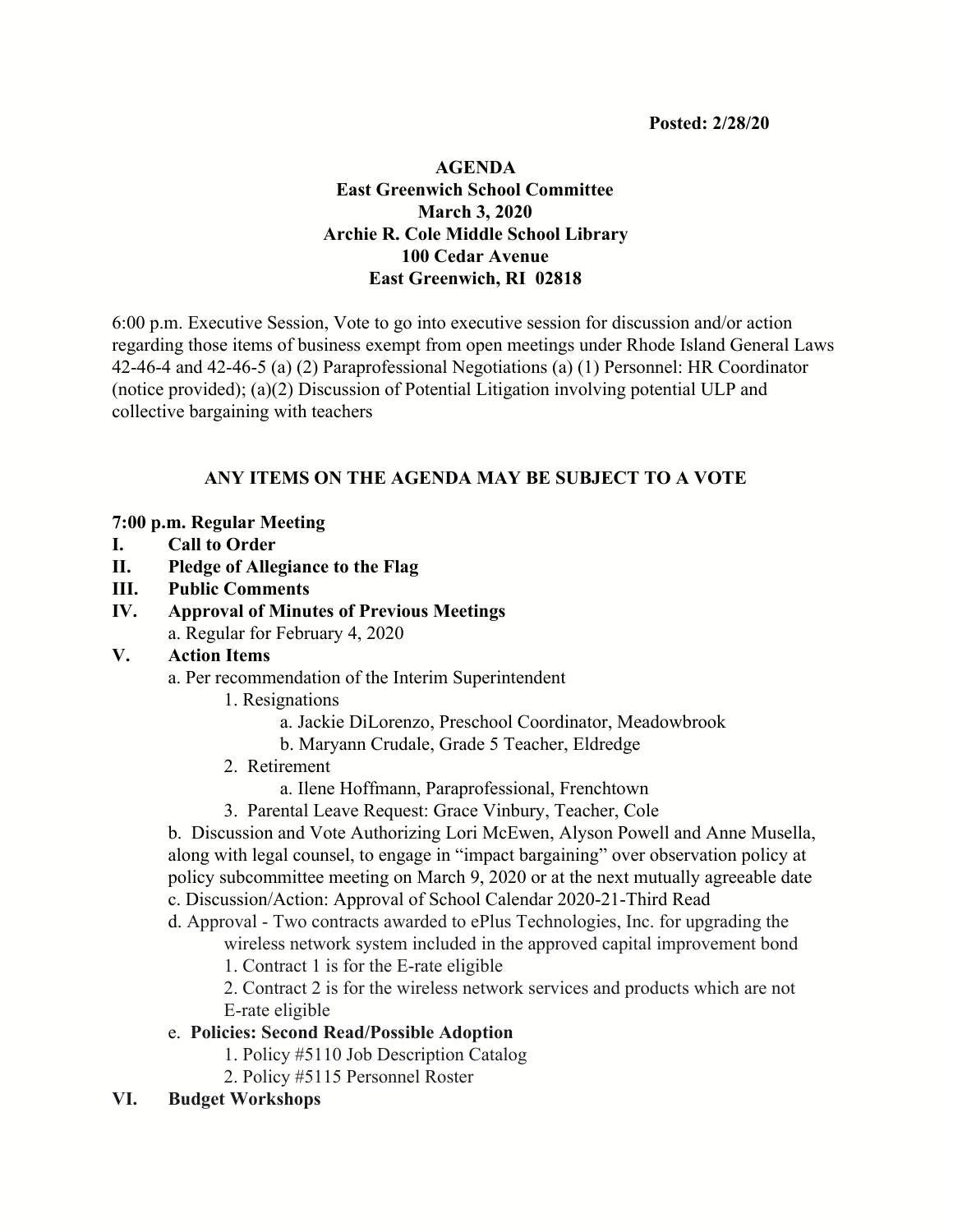**Posted: 2/28/20**

# AGENDA
## East Greenwich School Committee
## March 3, 2020
## Archie R. Cole Middle School Library
## 100 Cedar Avenue
## East Greenwich, RI 02818

6:00 p.m. Executive Session, Vote to go into executive session for discussion and/or action regarding those items of business exempt from open meetings under Rhode Island General Laws 42-46-4 and 42-46-5 (a) (2) Paraprofessional Negotiations (a) (1) Personnel: HR Coordinator (notice provided); (a)(2) Discussion of Potential Litigation involving potential ULP and collective bargaining with teachers

**ANY ITEMS ON THE AGENDA MAY BE SUBJECT TO A VOTE**

**7:00 p.m. Regular Meeting**

- **I. Call to Order**
- **II. Pledge of Allegiance to the Flag**
- **III. Public Comments**
- **IV. Approval of Minutes of Previous Meetings**
  - a. Regular for February 4, 2020
- **V. Action Items**
  - a. Per recommendation of the Interim Superintendent
    1. Resignations
       - a. Jackie DiLorenzo, Preschool Coordinator, Meadowbrook
       - b. Maryann Crudale, Grade 5 Teacher, Eldredge
    2. Retirement
       - a. Ilene Hoffmann, Paraprofessional, Frenchtown
    3. Parental Leave Request: Grace Vinbury, Teacher, Cole
  - b. Discussion and Vote Authorizing Lori McEwen, Alyson Powell and Anne Musella, along with legal counsel, to engage in "impact bargaining" over observation policy at policy subcommittee meeting on March 9, 2020 or at the next mutually agreeable date
  - c. Discussion/Action: Approval of School Calendar 2020-21-Third Read
  - d. Approval - Two contracts awarded to ePlus Technologies, Inc. for upgrading the wireless network system included in the approved capital improvement bond
    1. Contract 1 is for the E-rate eligible
    2. Contract 2 is for the wireless network services and products which are not E-rate eligible
  - e. **Policies: Second Read/Possible Adoption**
    1. Policy #5110 Job Description Catalog
    2. Policy #5115 Personnel Roster
- **VI. Budget Workshops**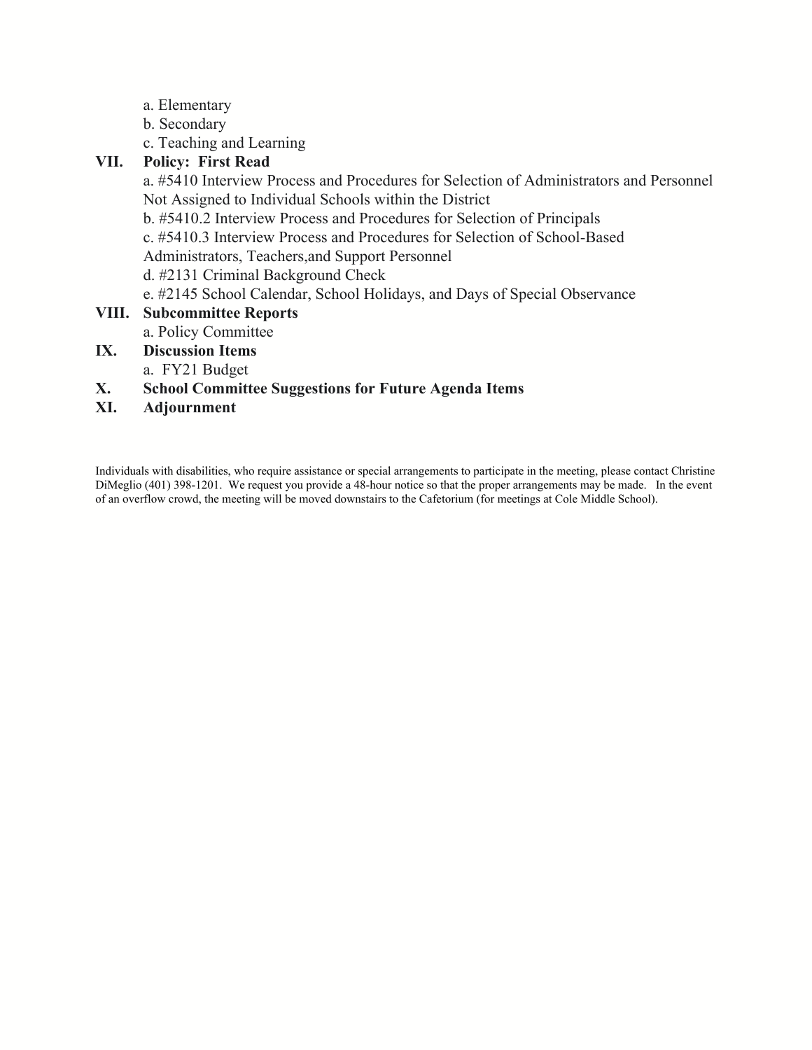a. Elementary
b. Secondary
c. Teaching and Learning

**VII. Policy: First Read**

a. #5410 Interview Process and Procedures for Selection of Administrators and Personnel Not Assigned to Individual Schools within the District
b. #5410.2 Interview Process and Procedures for Selection of Principals
c. #5410.3 Interview Process and Procedures for Selection of School-Based Administrators, Teachers,and Support Personnel
d. #2131 Criminal Background Check
e. #2145 School Calendar, School Holidays, and Days of Special Observance

**VIII. Subcommittee Reports**

a. Policy Committee

**IX. Discussion Items**

a. FY21 Budget

**X. School Committee Suggestions for Future Agenda Items**

**XI. Adjournment**

Individuals with disabilities, who require assistance or special arrangements to participate in the meeting, please contact Christine DiMeglio (401) 398-1201. We request you provide a 48-hour notice so that the proper arrangements may be made. In the event of an overflow crowd, the meeting will be moved downstairs to the Cafetorium (for meetings at Cole Middle School).